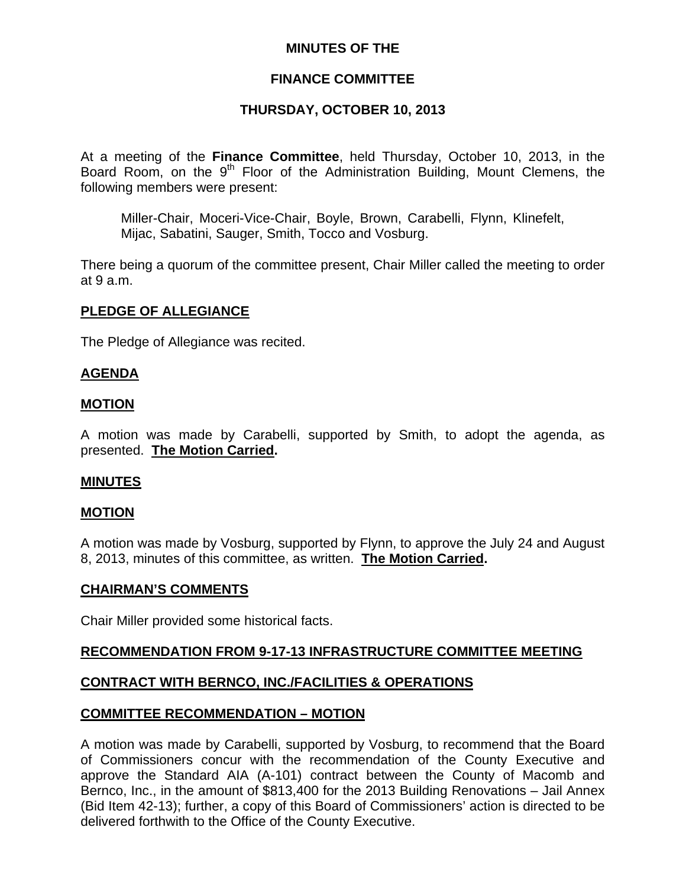# MINUTES OF THE

# FINANCE COMMITTEE

# THURSDAY, OCTOBER 10, 2013

At a meeting of the **Finance Committee**, held Thursday, October 10, 2013, in the Board Room, on the 9th Floor of the Administration Building, Mount Clemens, the following members were present:

Miller-Chair, Moceri-Vice-Chair, Boyle, Brown, Carabelli, Flynn, Klinefelt, Mijac, Sabatini, Sauger, Smith, Tocco and Vosburg.

There being a quorum of the committee present, Chair Miller called the meeting to order at 9 a.m.

## PLEDGE OF ALLEGIANCE

The Pledge of Allegiance was recited.

## AGENDA

## MOTION

A motion was made by Carabelli, supported by Smith, to adopt the agenda, as presented. **The Motion Carried.**

## MINUTES

## MOTION

A motion was made by Vosburg, supported by Flynn, to approve the July 24 and August 8, 2013, minutes of this committee, as written. **The Motion Carried.**

## CHAIRMAN'S COMMENTS

Chair Miller provided some historical facts.

## RECOMMENDATION FROM 9-17-13 INFRASTRUCTURE COMMITTEE MEETING

## CONTRACT WITH BERNCO, INC./FACILITIES & OPERATIONS

## COMMITTEE RECOMMENDATION – MOTION

A motion was made by Carabelli, supported by Vosburg, to recommend that the Board of Commissioners concur with the recommendation of the County Executive and approve the Standard AIA (A-101) contract between the County of Macomb and Bernco, Inc., in the amount of $813,400 for the 2013 Building Renovations – Jail Annex (Bid Item 42-13); further, a copy of this Board of Commissioners' action is directed to be delivered forthwith to the Office of the County Executive.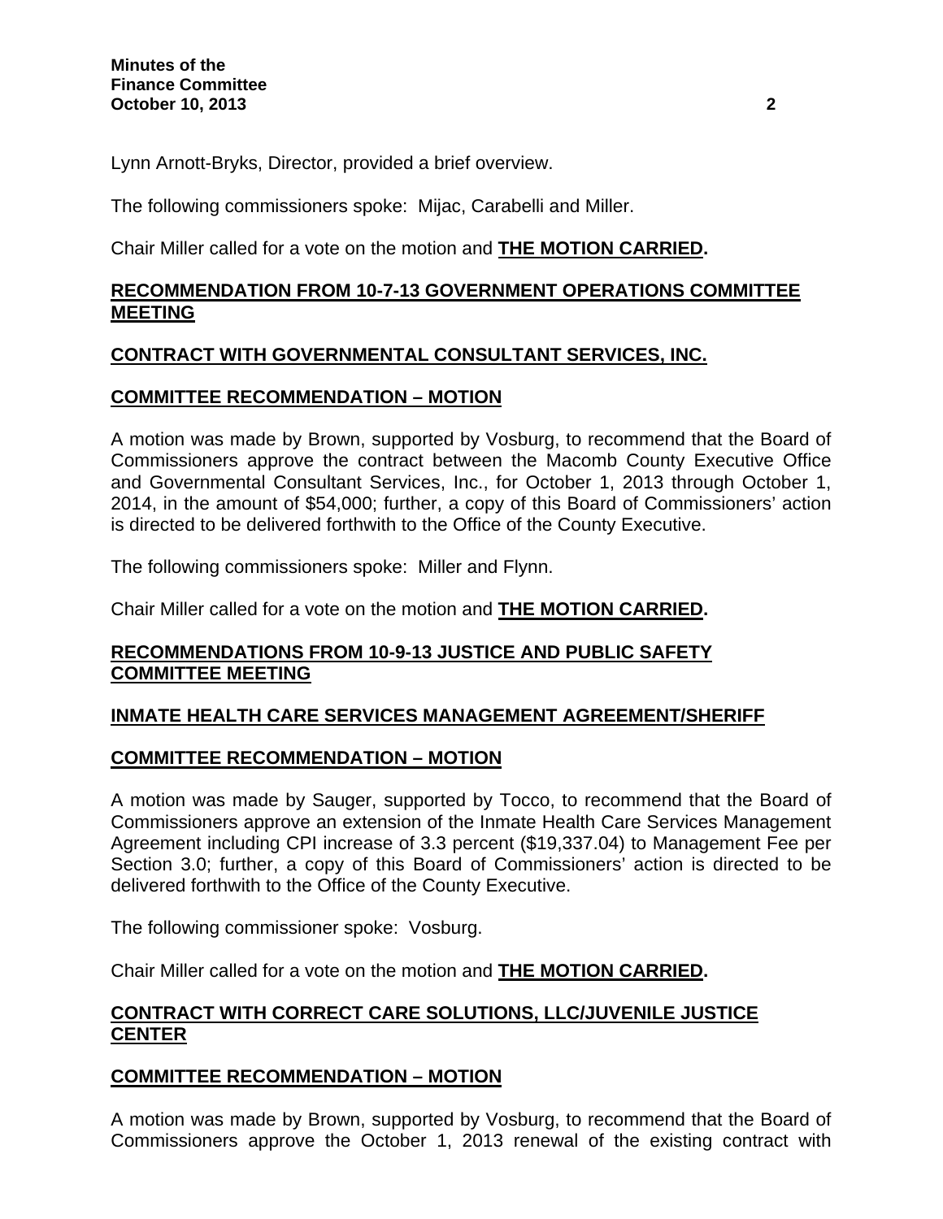Lynn Arnott-Bryks, Director, provided a brief overview.

The following commissioners spoke: Mijac, Carabelli and Miller.

Chair Miller called for a vote on the motion and **THE MOTION CARRIED.**

## RECOMMENDATION FROM 10-7-13 GOVERNMENT OPERATIONS COMMITTEE MEETING

## CONTRACT WITH GOVERNMENTAL CONSULTANT SERVICES, INC.

### COMMITTEE RECOMMENDATION – MOTION

A motion was made by Brown, supported by Vosburg, to recommend that the Board of Commissioners approve the contract between the Macomb County Executive Office and Governmental Consultant Services, Inc., for October 1, 2013 through October 1, 2014, in the amount of $54,000; further, a copy of this Board of Commissioners' action is directed to be delivered forthwith to the Office of the County Executive.

The following commissioners spoke: Miller and Flynn.

Chair Miller called for a vote on the motion and **THE MOTION CARRIED.**

## RECOMMENDATIONS FROM 10-9-13 JUSTICE AND PUBLIC SAFETY COMMITTEE MEETING

## INMATE HEALTH CARE SERVICES MANAGEMENT AGREEMENT/SHERIFF

### COMMITTEE RECOMMENDATION – MOTION

A motion was made by Sauger, supported by Tocco, to recommend that the Board of Commissioners approve an extension of the Inmate Health Care Services Management Agreement including CPI increase of 3.3 percent ($19,337.04) to Management Fee per Section 3.0; further, a copy of this Board of Commissioners' action is directed to be delivered forthwith to the Office of the County Executive.

The following commissioner spoke: Vosburg.

Chair Miller called for a vote on the motion and **THE MOTION CARRIED.**

## CONTRACT WITH CORRECT CARE SOLUTIONS, LLC/JUVENILE JUSTICE CENTER

### COMMITTEE RECOMMENDATION – MOTION

A motion was made by Brown, supported by Vosburg, to recommend that the Board of Commissioners approve the October 1, 2013 renewal of the existing contract with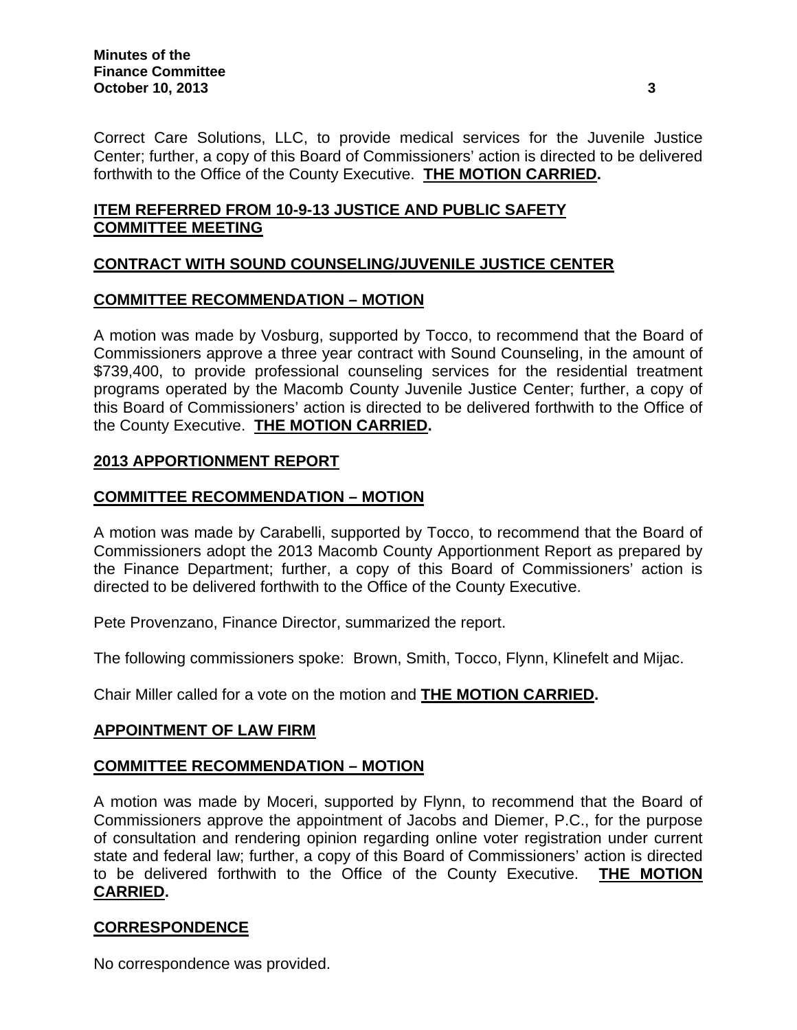Correct Care Solutions, LLC, to provide medical services for the Juvenile Justice Center; further, a copy of this Board of Commissioners' action is directed to be delivered forthwith to the Office of the County Executive. **THE MOTION CARRIED.**

## ITEM REFERRED FROM 10-9-13 JUSTICE AND PUBLIC SAFETY COMMITTEE MEETING

## CONTRACT WITH SOUND COUNSELING/JUVENILE JUSTICE CENTER

## COMMITTEE RECOMMENDATION – MOTION

A motion was made by Vosburg, supported by Tocco, to recommend that the Board of Commissioners approve a three year contract with Sound Counseling, in the amount of \$739,400, to provide professional counseling services for the residential treatment programs operated by the Macomb County Juvenile Justice Center; further, a copy of this Board of Commissioners' action is directed to be delivered forthwith to the Office of the County Executive. **THE MOTION CARRIED.**

## 2013 APPORTIONMENT REPORT

## COMMITTEE RECOMMENDATION – MOTION

A motion was made by Carabelli, supported by Tocco, to recommend that the Board of Commissioners adopt the 2013 Macomb County Apportionment Report as prepared by the Finance Department; further, a copy of this Board of Commissioners' action is directed to be delivered forthwith to the Office of the County Executive.

Pete Provenzano, Finance Director, summarized the report.

The following commissioners spoke: Brown, Smith, Tocco, Flynn, Klinefelt and Mijac.

Chair Miller called for a vote on the motion and **THE MOTION CARRIED.**

## APPOINTMENT OF LAW FIRM

## COMMITTEE RECOMMENDATION – MOTION

A motion was made by Moceri, supported by Flynn, to recommend that the Board of Commissioners approve the appointment of Jacobs and Diemer, P.C., for the purpose of consultation and rendering opinion regarding online voter registration under current state and federal law; further, a copy of this Board of Commissioners' action is directed to be delivered forthwith to the Office of the County Executive. **THE MOTION CARRIED.**

## CORRESPONDENCE

No correspondence was provided.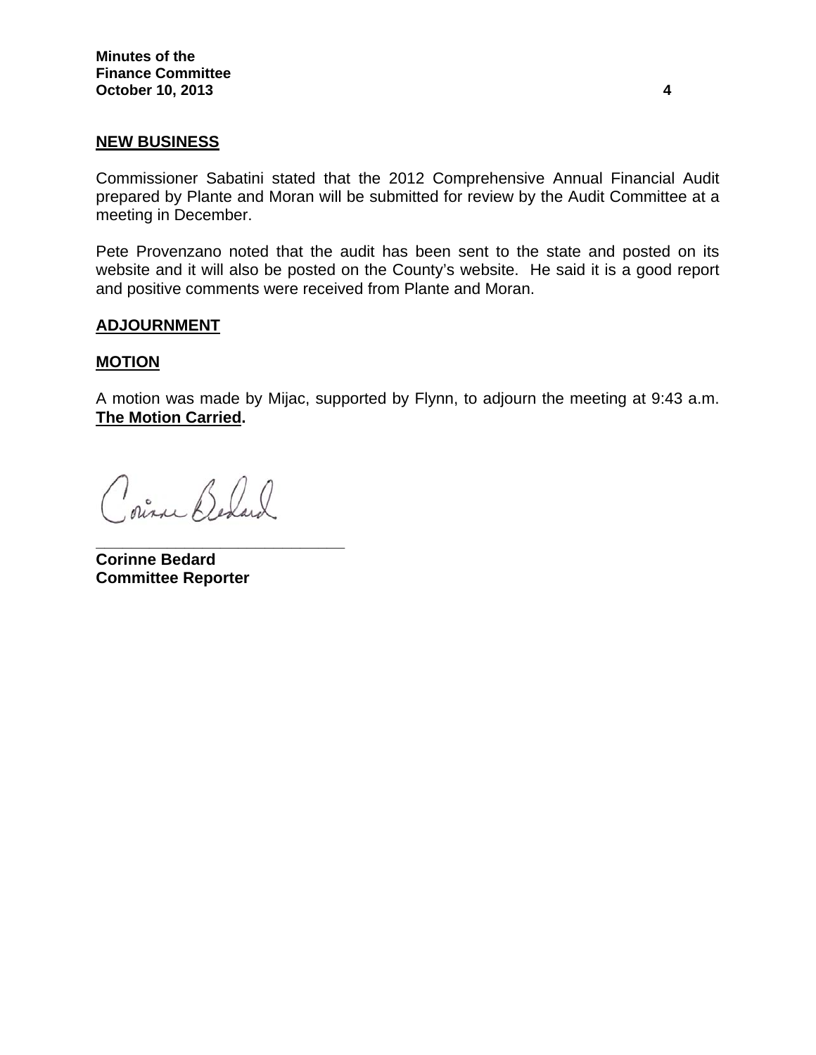## NEW BUSINESS

Commissioner Sabatini stated that the 2012 Comprehensive Annual Financial Audit prepared by Plante and Moran will be submitted for review by the Audit Committee at a meeting in December.

Pete Provenzano noted that the audit has been sent to the state and posted on its website and it will also be posted on the County's website. He said it is a good report and positive comments were received from Plante and Moran.

## ADJOURNMENT

## MOTION

A motion was made by Mijac, supported by Flynn, to adjourn the meeting at 9:43 a.m. **The Motion Carried.**

\_\_\_\_\_\_\_\_\_\_\_\_\_\_\_\_\_\_\_\_\_\_\_\_\_\_\_\_\_\_

**Corinne Bedard**
**Committee Reporter**